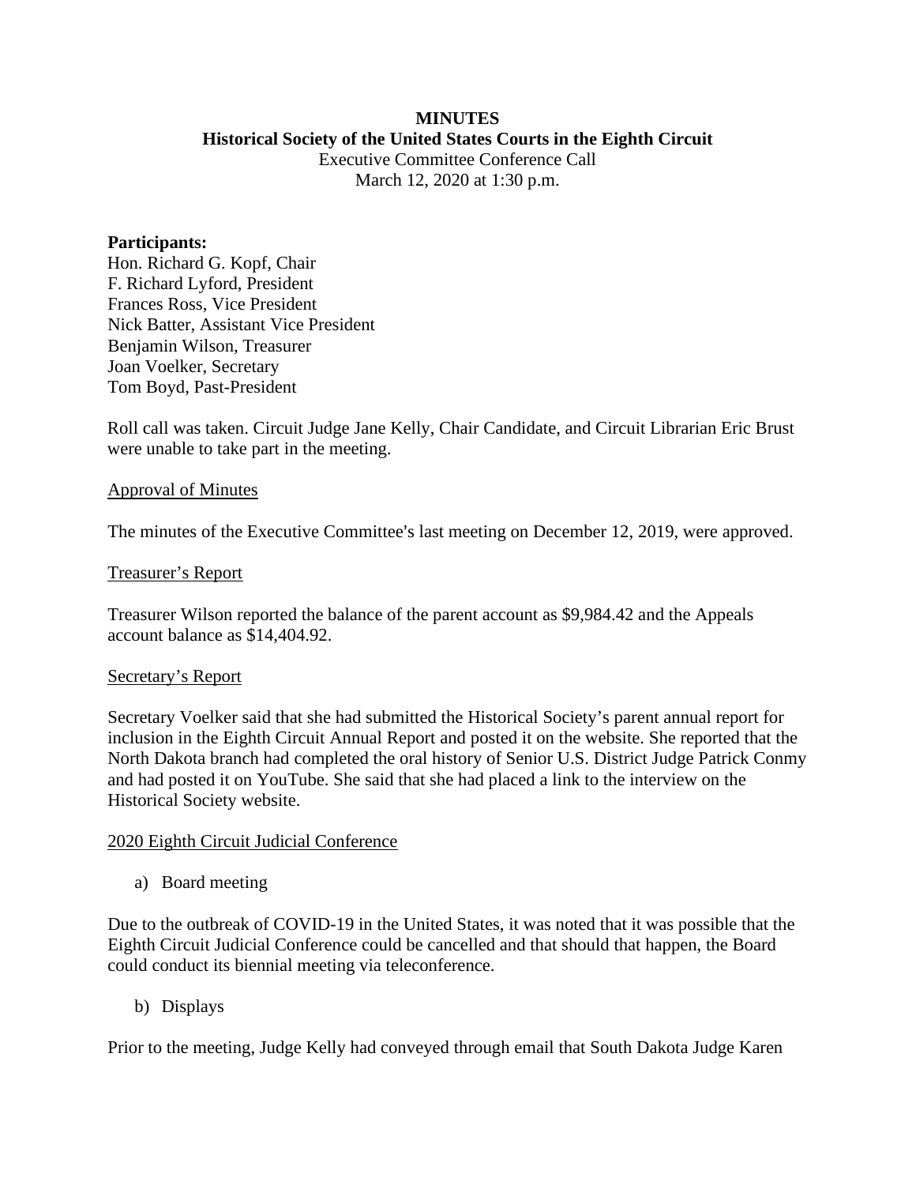**MINUTES**

**Historical Society of the United States Courts in the Eighth Circuit**

Executive Committee Conference Call

March 12, 2020 at 1:30 p.m.

**Participants:**

Hon. Richard G. Kopf, Chair
F. Richard Lyford, President
Frances Ross, Vice President
Nick Batter, Assistant Vice President
Benjamin Wilson, Treasurer
Joan Voelker, Secretary
Tom Boyd, Past-President

Roll call was taken. Circuit Judge Jane Kelly, Chair Candidate, and Circuit Librarian Eric Brust were unable to take part in the meeting.

<u>Approval of Minutes</u>

The minutes of the Executive Committee's last meeting on December 12, 2019, were approved.

<u>Treasurer's Report</u>

Treasurer Wilson reported the balance of the parent account as $9,984.42 and the Appeals account balance as $14,404.92.

<u>Secretary's Report</u>

Secretary Voelker said that she had submitted the Historical Society's parent annual report for inclusion in the Eighth Circuit Annual Report and posted it on the website. She reported that the North Dakota branch had completed the oral history of Senior U.S. District Judge Patrick Conmy and had posted it on YouTube. She said that she had placed a link to the interview on the Historical Society website.

<u>2020 Eighth Circuit Judicial Conference</u>

a) Board meeting

Due to the outbreak of COVID-19 in the United States, it was noted that it was possible that the Eighth Circuit Judicial Conference could be cancelled and that should that happen, the Board could conduct its biennial meeting via teleconference.

b) Displays

Prior to the meeting, Judge Kelly had conveyed through email that South Dakota Judge Karen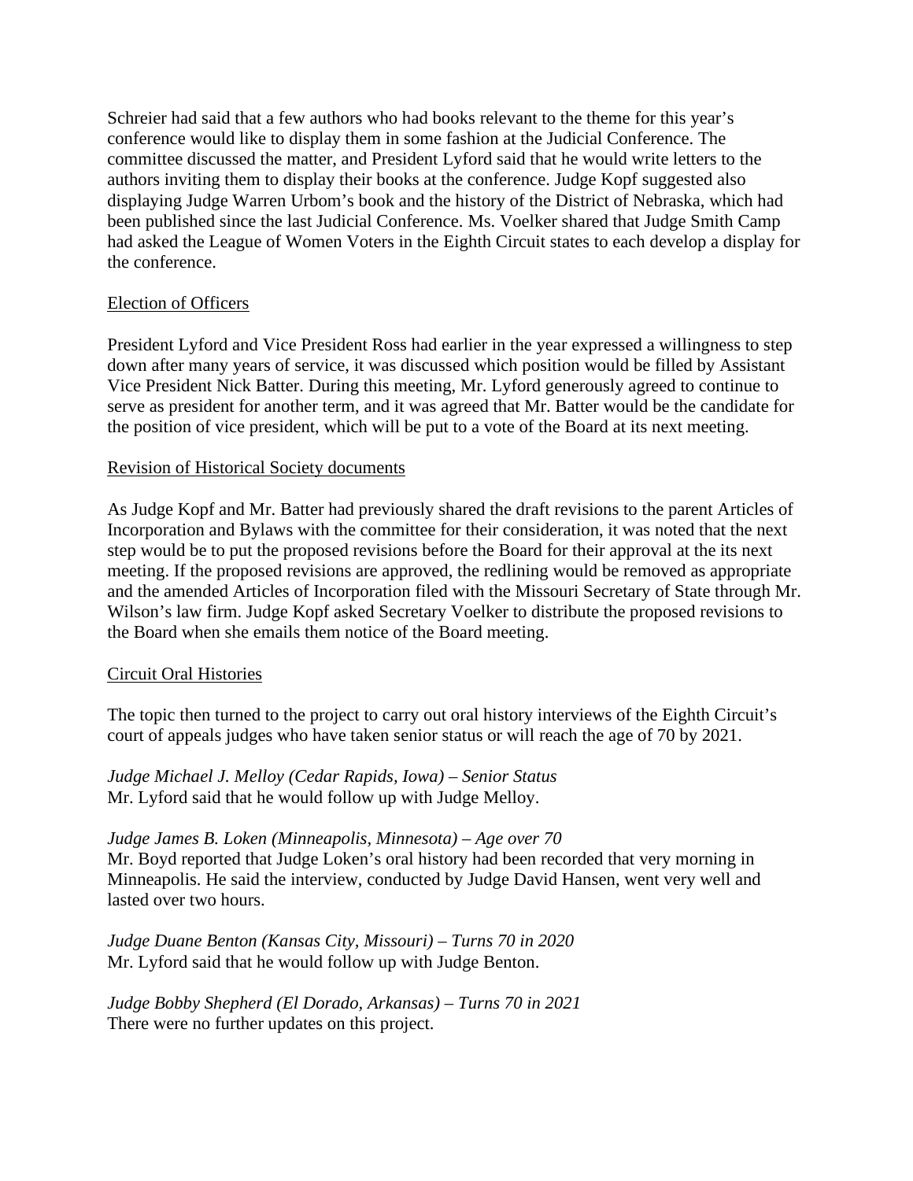Schreier had said that a few authors who had books relevant to the theme for this year's conference would like to display them in some fashion at the Judicial Conference. The committee discussed the matter, and President Lyford said that he would write letters to the authors inviting them to display their books at the conference. Judge Kopf suggested also displaying Judge Warren Urbom's book and the history of the District of Nebraska, which had been published since the last Judicial Conference. Ms. Voelker shared that Judge Smith Camp had asked the League of Women Voters in the Eighth Circuit states to each develop a display for the conference.

## Election of Officers

President Lyford and Vice President Ross had earlier in the year expressed a willingness to step down after many years of service, it was discussed which position would be filled by Assistant Vice President Nick Batter. During this meeting, Mr. Lyford generously agreed to continue to serve as president for another term, and it was agreed that Mr. Batter would be the candidate for the position of vice president, which will be put to a vote of the Board at its next meeting.

## Revision of Historical Society documents

As Judge Kopf and Mr. Batter had previously shared the draft revisions to the parent Articles of Incorporation and Bylaws with the committee for their consideration, it was noted that the next step would be to put the proposed revisions before the Board for their approval at the its next meeting. If the proposed revisions are approved, the redlining would be removed as appropriate and the amended Articles of Incorporation filed with the Missouri Secretary of State through Mr. Wilson's law firm. Judge Kopf asked Secretary Voelker to distribute the proposed revisions to the Board when she emails them notice of the Board meeting.

## Circuit Oral Histories

The topic then turned to the project to carry out oral history interviews of the Eighth Circuit's court of appeals judges who have taken senior status or will reach the age of 70 by 2021.

*Judge Michael J. Melloy (Cedar Rapids, Iowa) – Senior Status*
Mr. Lyford said that he would follow up with Judge Melloy.

*Judge James B. Loken (Minneapolis, Minnesota) – Age over 70*
Mr. Boyd reported that Judge Loken's oral history had been recorded that very morning in Minneapolis. He said the interview, conducted by Judge David Hansen, went very well and lasted over two hours.

*Judge Duane Benton (Kansas City, Missouri) – Turns 70 in 2020*
Mr. Lyford said that he would follow up with Judge Benton.

*Judge Bobby Shepherd (El Dorado, Arkansas) – Turns 70 in 2021*
There were no further updates on this project.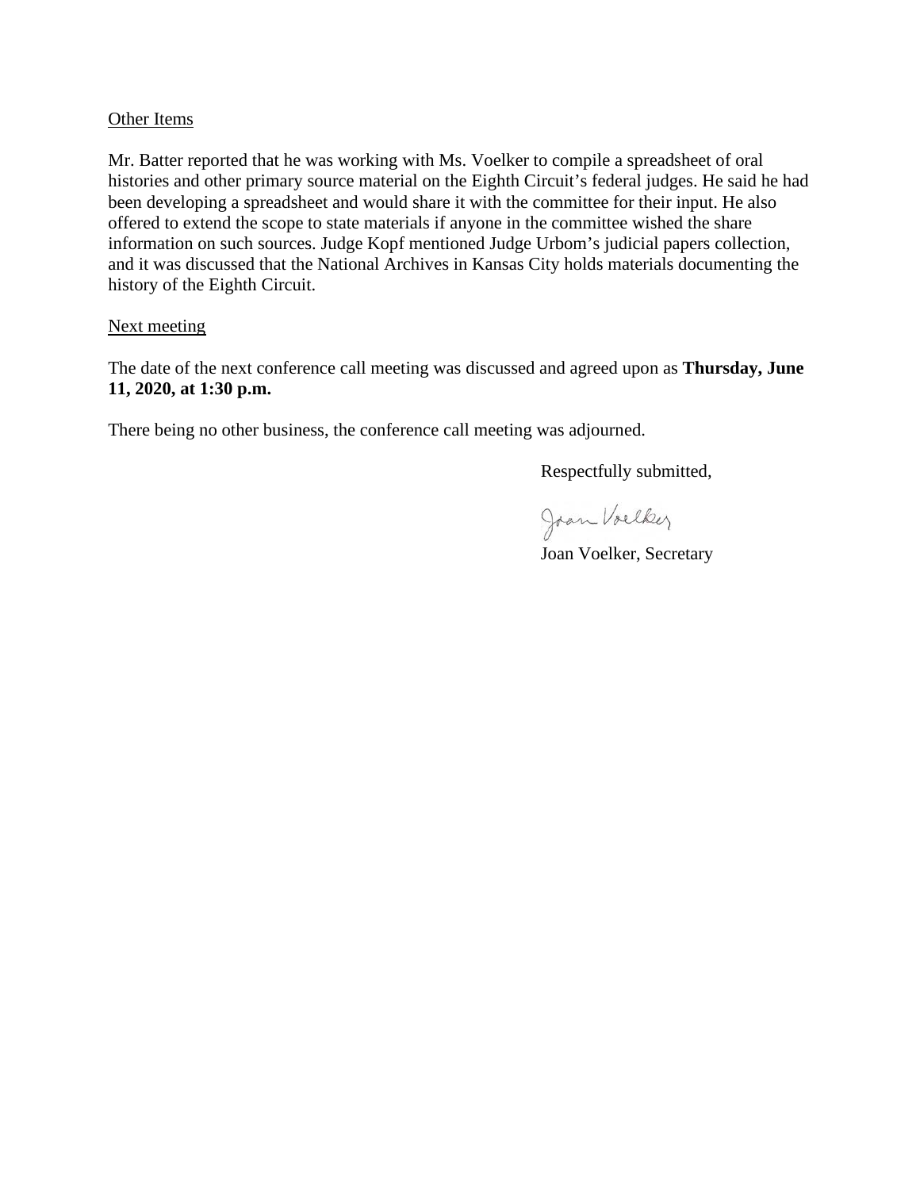Other Items

Mr. Batter reported that he was working with Ms. Voelker to compile a spreadsheet of oral histories and other primary source material on the Eighth Circuit's federal judges. He said he had been developing a spreadsheet and would share it with the committee for their input. He also offered to extend the scope to state materials if anyone in the committee wished the share information on such sources. Judge Kopf mentioned Judge Urbom's judicial papers collection, and it was discussed that the National Archives in Kansas City holds materials documenting the history of the Eighth Circuit.

Next meeting

The date of the next conference call meeting was discussed and agreed upon as **Thursday, June 11, 2020, at 1:30 p.m.**

There being no other business, the conference call meeting was adjourned.

Respectfully submitted,

Joan Voelker

Joan Voelker, Secretary